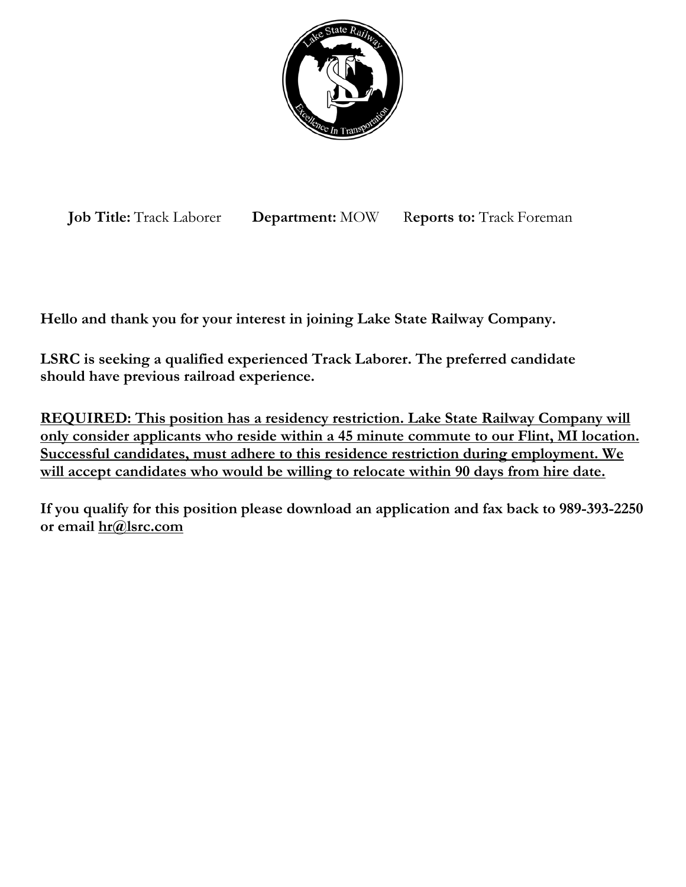**Job Title:** Track Laborer **Department:** MOW **Reports to:** Track Foreman

**Hello and thank you for your interest in joining Lake State Railway Company.**

**LSRC is seeking a qualified experienced Track Laborer. The preferred candidate should have previous railroad experience.**

**REQUIRED: This position has a residency restriction. Lake State Railway Company will only consider applicants who reside within a 45 minute commute to our Flint, MI location. Successful candidates, must adhere to this residence restriction during employment. We will accept candidates who would be willing to relocate within 90 days from hire date.**

**If you qualify for this position please download an application and fax back to 989-393-2250 or email hr@lsrc.com**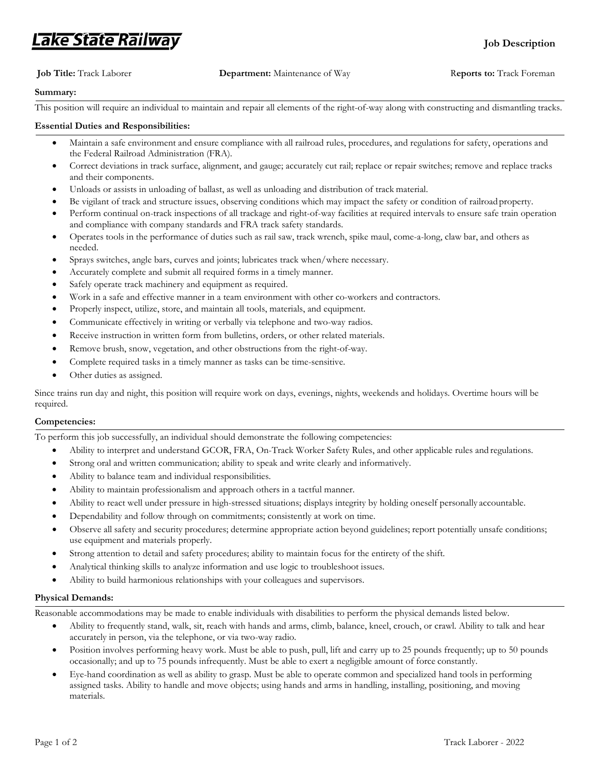**Lake State Railway** **Job Description**

**Job Title:** Track Laborer **Department:** Maintenance of Way **Reports to:** Track Foreman

## Summary:

This position will require an individual to maintain and repair all elements of the right-of-way along with constructing and dismantling tracks.

## Essential Duties and Responsibilities:

- Maintain a safe environment and ensure compliance with all railroad rules, procedures, and regulations for safety, operations and the Federal Railroad Administration (FRA).
- Correct deviations in track surface, alignment, and gauge; accurately cut rail; replace or repair switches; remove and replace tracks and their components.
- Unloads or assists in unloading of ballast, as well as unloading and distribution of track material.
- Be vigilant of track and structure issues, observing conditions which may impact the safety or condition of railroad property.
- Perform continual on-track inspections of all trackage and right-of-way facilities at required intervals to ensure safe train operation and compliance with company standards and FRA track safety standards.
- Operates tools in the performance of duties such as rail saw, track wrench, spike maul, come-a-long, claw bar, and others as needed.
- Sprays switches, angle bars, curves and joints; lubricates track when/where necessary.
- Accurately complete and submit all required forms in a timely manner.
- Safely operate track machinery and equipment as required.
- Work in a safe and effective manner in a team environment with other co-workers and contractors.
- Properly inspect, utilize, store, and maintain all tools, materials, and equipment.
- Communicate effectively in writing or verbally via telephone and two-way radios.
- Receive instruction in written form from bulletins, orders, or other related materials.
- Remove brush, snow, vegetation, and other obstructions from the right-of-way.
- Complete required tasks in a timely manner as tasks can be time-sensitive.
- Other duties as assigned.

Since trains run day and night, this position will require work on days, evenings, nights, weekends and holidays. Overtime hours will be required.

## Competencies:

To perform this job successfully, an individual should demonstrate the following competencies:

- Ability to interpret and understand GCOR, FRA, On-Track Worker Safety Rules, and other applicable rules and regulations.
- Strong oral and written communication; ability to speak and write clearly and informatively.
- Ability to balance team and individual responsibilities.
- Ability to maintain professionalism and approach others in a tactful manner.
- Ability to react well under pressure in high-stressed situations; displays integrity by holding oneself personally accountable.
- Dependability and follow through on commitments; consistently at work on time.
- Observe all safety and security procedures; determine appropriate action beyond guidelines; report potentially unsafe conditions; use equipment and materials properly.
- Strong attention to detail and safety procedures; ability to maintain focus for the entirety of the shift.
- Analytical thinking skills to analyze information and use logic to troubleshoot issues.
- Ability to build harmonious relationships with your colleagues and supervisors.

## Physical Demands:

Reasonable accommodations may be made to enable individuals with disabilities to perform the physical demands listed below.

- Ability to frequently stand, walk, sit, reach with hands and arms, climb, balance, kneel, crouch, or crawl. Ability to talk and hear accurately in person, via the telephone, or via two-way radio.
- Position involves performing heavy work. Must be able to push, pull, lift and carry up to 25 pounds frequently; up to 50 pounds occasionally; and up to 75 pounds infrequently. Must be able to exert a negligible amount of force constantly.
- Eye-hand coordination as well as ability to grasp. Must be able to operate common and specialized hand tools in performing assigned tasks. Ability to handle and move objects; using hands and arms in handling, installing, positioning, and moving materials.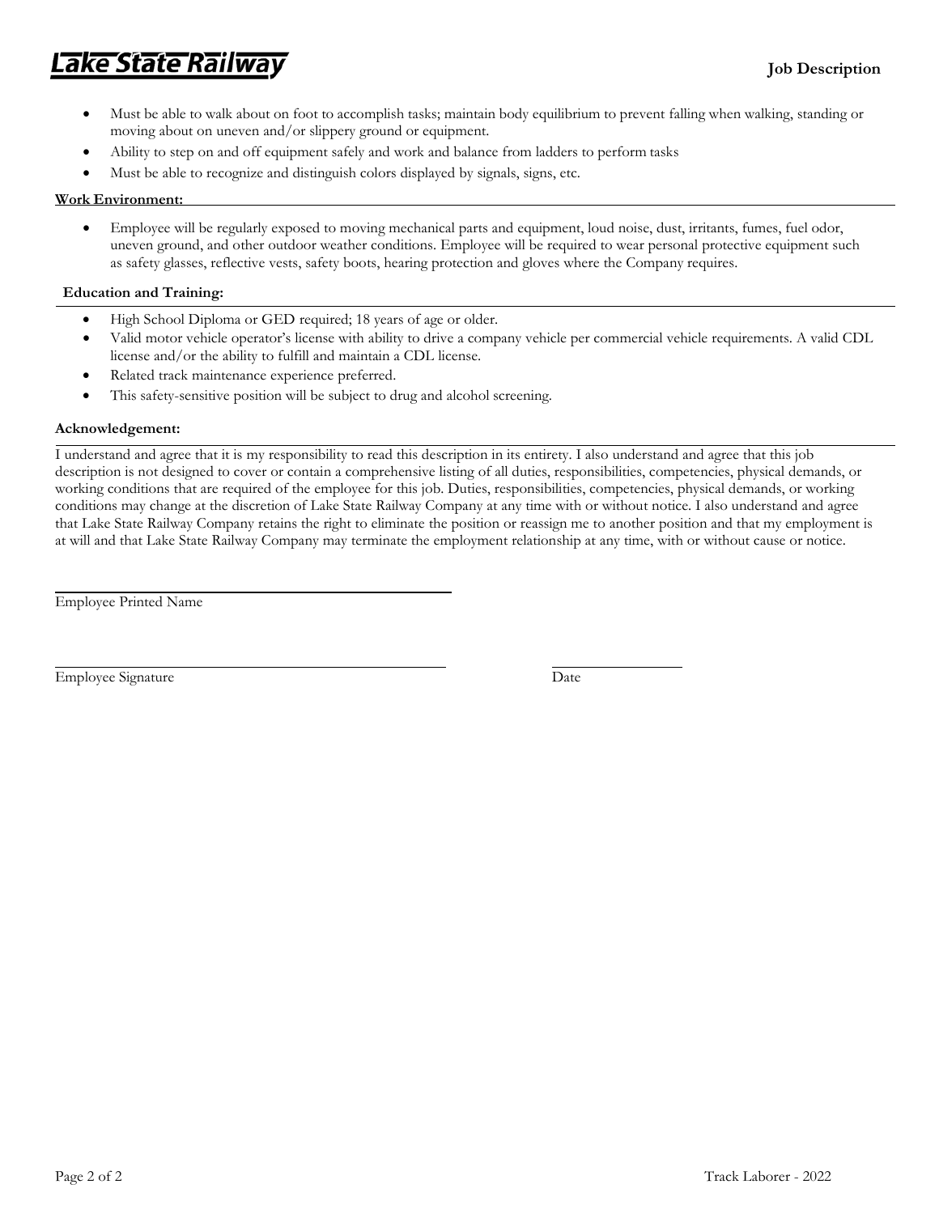- Must be able to walk about on foot to accomplish tasks; maintain body equilibrium to prevent falling when walking, standing or moving about on uneven and/or slippery ground or equipment.
- Ability to step on and off equipment safely and work and balance from ladders to perform tasks
- Must be able to recognize and distinguish colors displayed by signals, signs, etc.

**Work Environment:**

- Employee will be regularly exposed to moving mechanical parts and equipment, loud noise, dust, irritants, fumes, fuel odor, uneven ground, and other outdoor weather conditions. Employee will be required to wear personal protective equipment such as safety glasses, reflective vests, safety boots, hearing protection and gloves where the Company requires.

**Education and Training:**

- High School Diploma or GED required; 18 years of age or older.
- Valid motor vehicle operator's license with ability to drive a company vehicle per commercial vehicle requirements. A valid CDL license and/or the ability to fulfill and maintain a CDL license.
- Related track maintenance experience preferred.
- This safety-sensitive position will be subject to drug and alcohol screening.

**Acknowledgement:**

I understand and agree that it is my responsibility to read this description in its entirety. I also understand and agree that this job description is not designed to cover or contain a comprehensive listing of all duties, responsibilities, competencies, physical demands, or working conditions that are required of the employee for this job. Duties, responsibilities, competencies, physical demands, or working conditions may change at the discretion of Lake State Railway Company at any time with or without notice. I also understand and agree that Lake State Railway Company retains the right to eliminate the position or reassign me to another position and that my employment is at will and that Lake State Railway Company may terminate the employment relationship at any time, with or without cause or notice.

Employee Printed Name

Employee Signature

Date